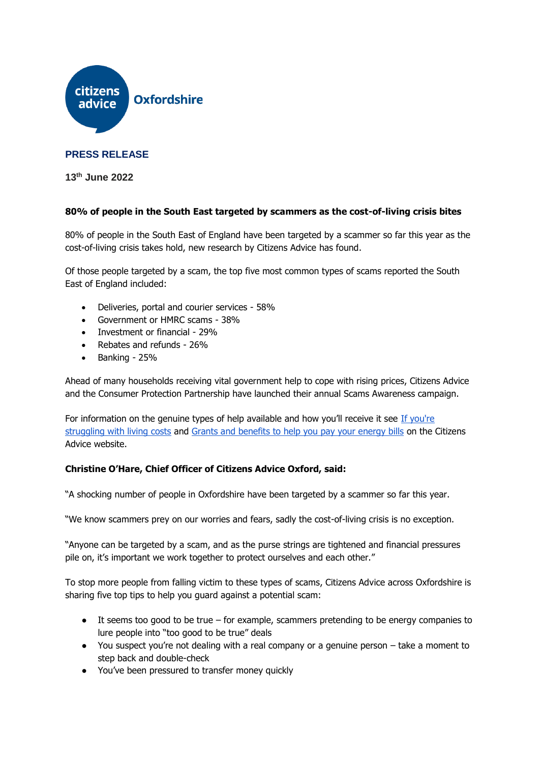citizens advice Oxfordshire

**PRESS RELEASE**

**13th June 2022**

**80% of people in the South East targeted by scammers as the cost-of-living crisis bites**

80% of people in the South East of England have been targeted by a scammer so far this year as the cost-of-living crisis takes hold, new research by Citizens Advice has found.

Of those people targeted by a scam, the top five most common types of scams reported the South East of England included:

- Deliveries, portal and courier services - 58%
- Government or HMRC scams - 38%
- Investment or financial - 29%
- Rebates and refunds - 26%
- Banking - 25%

Ahead of many households receiving vital government help to cope with rising prices, Citizens Advice and the Consumer Protection Partnership have launched their annual Scams Awareness campaign.

For information on the genuine types of help available and how you'll receive it see If you're struggling with living costs and Grants and benefits to help you pay your energy bills on the Citizens Advice website.

**Christine O'Hare, Chief Officer of Citizens Advice Oxford, said:**

"A shocking number of people in Oxfordshire have been targeted by a scammer so far this year.

"We know scammers prey on our worries and fears, sadly the cost-of-living crisis is no exception.

"Anyone can be targeted by a scam, and as the purse strings are tightened and financial pressures pile on, it's important we work together to protect ourselves and each other."

To stop more people from falling victim to these types of scams, Citizens Advice across Oxfordshire is sharing five top tips to help you guard against a potential scam:

- It seems too good to be true – for example, scammers pretending to be energy companies to lure people into "too good to be true" deals
- You suspect you're not dealing with a real company or a genuine person – take a moment to step back and double-check
- You've been pressured to transfer money quickly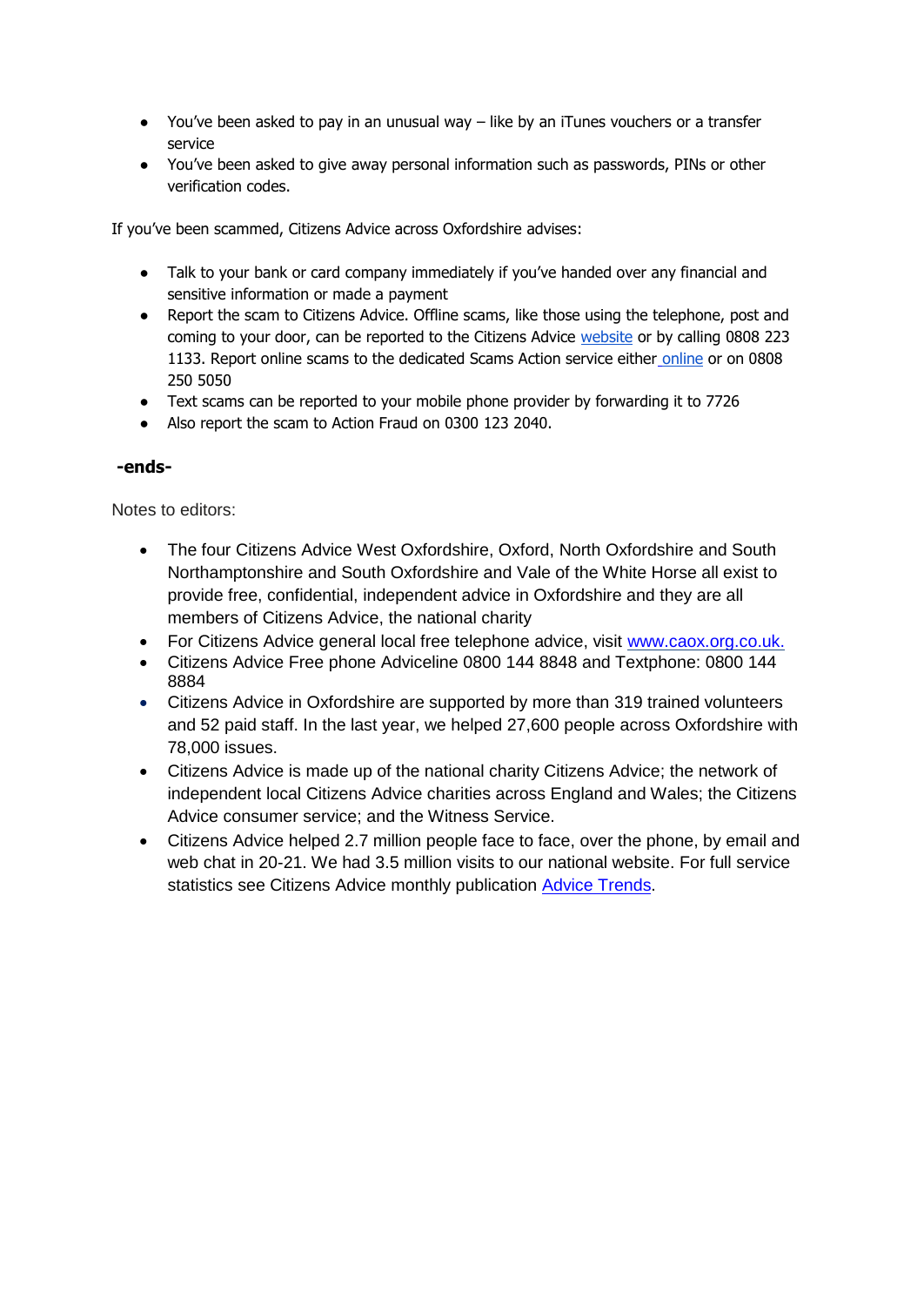- You've been asked to pay in an unusual way – like by an iTunes vouchers or a transfer service
- You've been asked to give away personal information such as passwords, PINs or other verification codes.

If you've been scammed, Citizens Advice across Oxfordshire advises:

- Talk to your bank or card company immediately if you've handed over any financial and sensitive information or made a payment
- Report the scam to Citizens Advice. Offline scams, like those using the telephone, post and coming to your door, can be reported to the Citizens Advice website or by calling 0808 223 1133. Report online scams to the dedicated Scams Action service either online or on 0808 250 5050
- Text scams can be reported to your mobile phone provider by forwarding it to 7726
- Also report the scam to Action Fraud on 0300 123 2040.

**-ends-**

Notes to editors:

- The four Citizens Advice West Oxfordshire, Oxford, North Oxfordshire and South Northamptonshire and South Oxfordshire and Vale of the White Horse all exist to provide free, confidential, independent advice in Oxfordshire and they are all members of Citizens Advice, the national charity
- For Citizens Advice general local free telephone advice, visit www.caox.org.co.uk.
- Citizens Advice Free phone Adviceline 0800 144 8848 and Textphone: 0800 144 8884
- Citizens Advice in Oxfordshire are supported by more than 319 trained volunteers and 52 paid staff. In the last year, we helped 27,600 people across Oxfordshire with 78,000 issues.
- Citizens Advice is made up of the national charity Citizens Advice; the network of independent local Citizens Advice charities across England and Wales; the Citizens Advice consumer service; and the Witness Service.
- Citizens Advice helped 2.7 million people face to face, over the phone, by email and web chat in 20-21. We had 3.5 million visits to our national website. For full service statistics see Citizens Advice monthly publication Advice Trends.